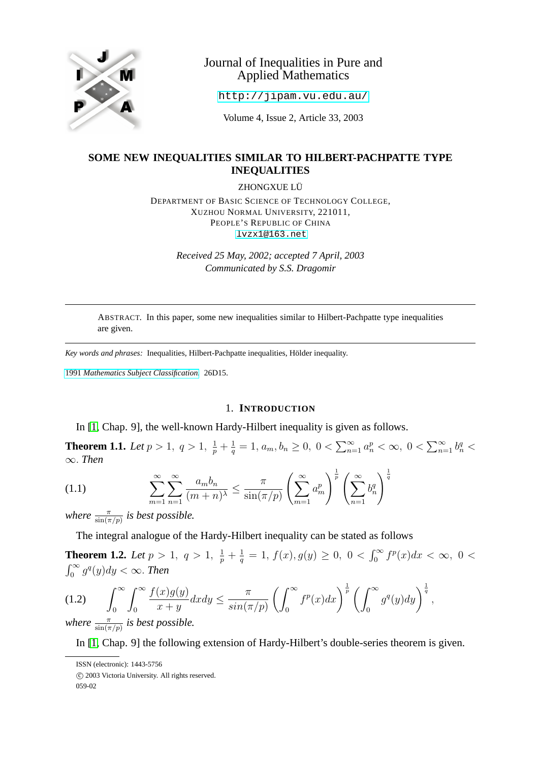Journal of Inequalities in Pure and Applied Mathematics

http://jipam.vu.edu.au/

Volume 4, Issue 2, Article 33, 2003

# SOME NEW INEQUALITIES SIMILAR TO HILBERT-PACHPATTE TYPE INEQUALITIES

ZHONGXUE LÜ

DEPARTMENT OF BASIC SCIENCE OF TECHNOLOGY COLLEGE,
XUZHOU NORMAL UNIVERSITY, 221011,
PEOPLE'S REPUBLIC OF CHINA
lvzx1@163.net

*Received 25 May, 2002; accepted 7 April, 2003*
*Communicated by S.S. Dragomir*

---

ABSTRACT. In this paper, some new inequalities similar to Hilbert-Pachpatte type inequalities are given.

---

*Key words and phrases:* Inequalities, Hilbert-Pachpatte inequalities, Hölder inequality.

1991 *Mathematics Subject Classification.* 26D15.

## 1. INTRODUCTION

In [1, Chap. 9], the well-known Hardy-Hilbert inequality is given as follows.

**Theorem 1.1.** *Let $p > 1,\ q > 1,\ \frac{1}{p} + \frac{1}{q} = 1$, $a_m, b_n \geq 0,\ 0 < \sum_{n=1}^{\infty} a_n^p < \infty,\ 0 < \sum_{n=1}^{\infty} b_n^q < \infty$. Then*

$$\sum_{m=1}^{\infty}\sum_{n=1}^{\infty} \frac{a_m b_n}{(m+n)^{\lambda}} \leq \frac{\pi}{\sin(\pi/p)} \left(\sum_{m=1}^{\infty} a_m^p\right)^{\frac{1}{p}} \left(\sum_{n=1}^{\infty} b_n^q\right)^{\frac{1}{q}} \tag{1.1}$$

*where $\frac{\pi}{\sin(\pi/p)}$ is best possible.*

The integral analogue of the Hardy-Hilbert inequality can be stated as follows

**Theorem 1.2.** *Let $p > 1,\ q > 1,\ \frac{1}{p} + \frac{1}{q} = 1,\ f(x), g(y) \geq 0,\ 0 < \int_0^{\infty} f^p(x)dx < \infty,\ 0 < \int_0^{\infty} g^q(y)dy < \infty$. Then*

$$\int_0^{\infty}\int_0^{\infty} \frac{f(x)g(y)}{x+y} dxdy \leq \frac{\pi}{sin(\pi/p)} \left(\int_0^{\infty} f^p(x)dx\right)^{\frac{1}{p}} \left(\int_0^{\infty} g^q(y)dy\right)^{\frac{1}{q}}, \tag{1.2}$$

*where $\frac{\pi}{\sin(\pi/p)}$ is best possible.*

In [1, Chap. 9] the following extension of Hardy-Hilbert's double-series theorem is given.

ISSN (electronic): 1443-5756

© 2003 Victoria University. All rights reserved.

059-02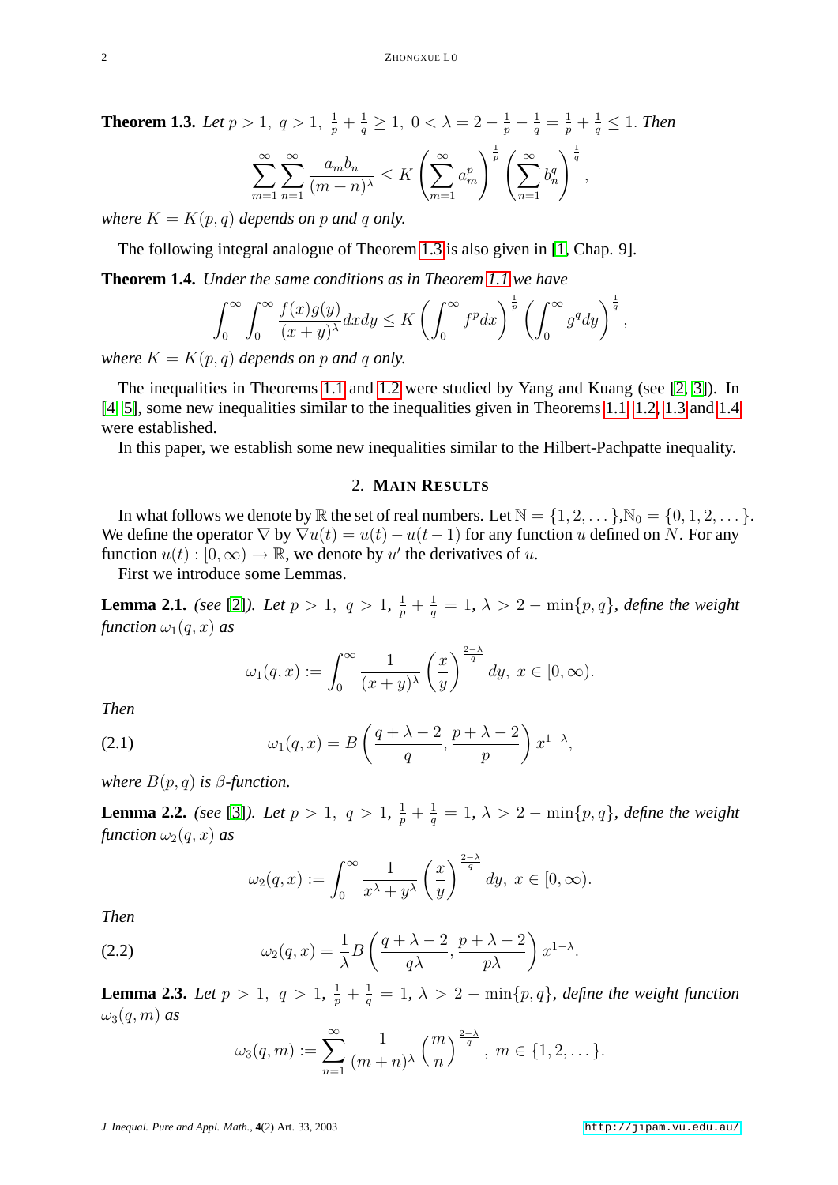**Theorem 1.3.** *Let $p > 1,\ q > 1,\ \frac{1}{p} + \frac{1}{q} \geq 1,\ 0 < \lambda = 2 - \frac{1}{p} - \frac{1}{q} = \frac{1}{p} + \frac{1}{q} \leq 1$. Then*

$$\sum_{m=1}^{\infty}\sum_{n=1}^{\infty}\frac{a_m b_n}{(m+n)^{\lambda}} \leq K\left(\sum_{m=1}^{\infty} a_m^p\right)^{\frac{1}{p}}\left(\sum_{n=1}^{\infty} b_n^q\right)^{\frac{1}{q}},$$

*where $K = K(p,q)$ depends on $p$ and $q$ only.*

The following integral analogue of Theorem 1.3 is also given in [1, Chap. 9].

**Theorem 1.4.** *Under the same conditions as in Theorem 1.1 we have*

$$\int_0^{\infty}\int_0^{\infty}\frac{f(x)g(y)}{(x+y)^{\lambda}}dxdy \leq K\left(\int_0^{\infty} f^p dx\right)^{\frac{1}{p}}\left(\int_0^{\infty} g^q dy\right)^{\frac{1}{q}},$$

*where $K = K(p,q)$ depends on $p$ and $q$ only.*

The inequalities in Theorems 1.1 and 1.2 were studied by Yang and Kuang (see [2, 3]). In [4, 5], some new inequalities similar to the inequalities given in Theorems 1.1, 1.2, 1.3 and 1.4 were established.

In this paper, we establish some new inequalities similar to the Hilbert-Pachpatte inequality.

## 2. Main Results

In what follows we denote by $\mathbb{R}$ the set of real numbers. Let $\mathbb{N} = \{1, 2, \dots\}$, $\mathbb{N}_0 = \{0, 1, 2, \dots\}$. We define the operator $\nabla$ by $\nabla u(t) = u(t) - u(t-1)$ for any function $u$ defined on $N$. For any function $u(t) : [0, \infty) \to \mathbb{R}$, we denote by $u'$ the derivatives of $u$.

First we introduce some Lemmas.

**Lemma 2.1.** *(see [2]). Let $p > 1,\ q > 1,\ \frac{1}{p} + \frac{1}{q} = 1,\ \lambda > 2 - \min\{p, q\}$, define the weight function $\omega_1(q, x)$ as*

$$\omega_1(q,x) := \int_0^{\infty}\frac{1}{(x+y)^{\lambda}}\left(\frac{x}{y}\right)^{\frac{2-\lambda}{q}} dy,\ x \in [0,\infty).$$

*Then*

$$\omega_1(q,x) = B\left(\frac{q+\lambda-2}{q}, \frac{p+\lambda-2}{p}\right)x^{1-\lambda}, \tag{2.1}$$

*where $B(p, q)$ is $\beta$-function.*

**Lemma 2.2.** *(see [3]). Let $p > 1,\ q > 1,\ \frac{1}{p} + \frac{1}{q} = 1,\ \lambda > 2 - \min\{p, q\}$, define the weight function $\omega_2(q, x)$ as*

$$\omega_2(q,x) := \int_0^{\infty}\frac{1}{x^{\lambda}+y^{\lambda}}\left(\frac{x}{y}\right)^{\frac{2-\lambda}{q}} dy,\ x \in [0,\infty).$$

*Then*

$$\omega_2(q,x) = \frac{1}{\lambda}B\left(\frac{q+\lambda-2}{q\lambda}, \frac{p+\lambda-2}{p\lambda}\right)x^{1-\lambda}. \tag{2.2}$$

**Lemma 2.3.** *Let $p > 1,\ q > 1,\ \frac{1}{p} + \frac{1}{q} = 1,\ \lambda > 2 - \min\{p, q\}$, define the weight function $\omega_3(q, m)$ as*

$$\omega_3(q,m) := \sum_{n=1}^{\infty}\frac{1}{(m+n)^{\lambda}}\left(\frac{m}{n}\right)^{\frac{2-\lambda}{q}},\ m \in \{1, 2, \dots\}.$$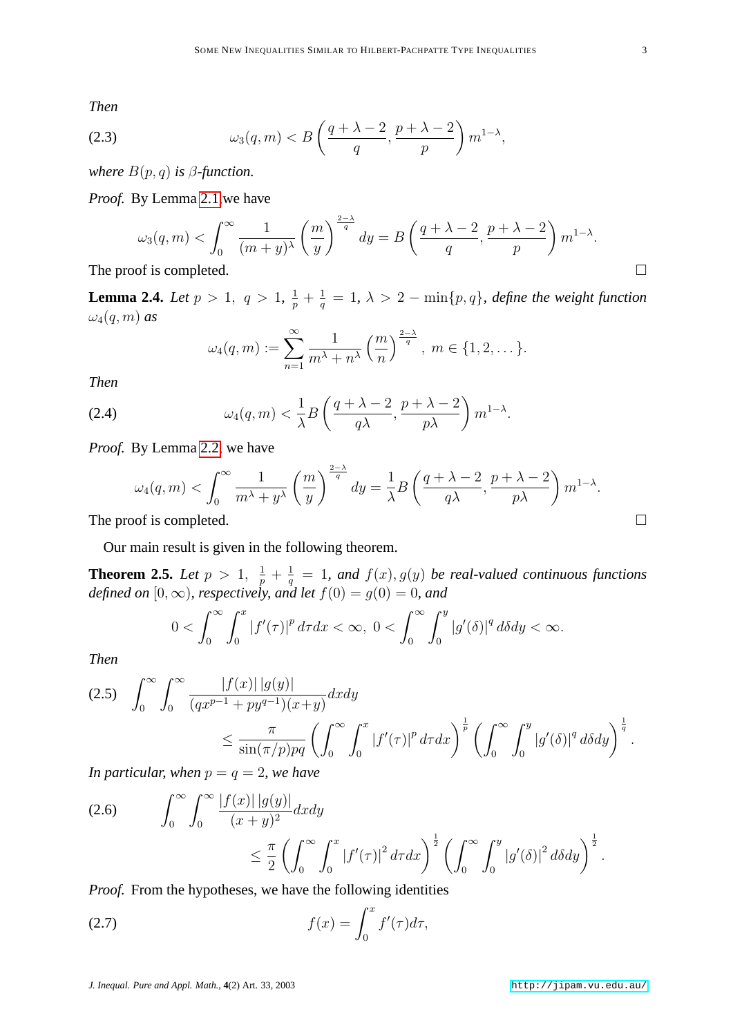*Then*

$$\omega_3(q,m) < B\left(\frac{q+\lambda-2}{q}, \frac{p+\lambda-2}{p}\right) m^{1-\lambda}, \tag{2.3}$$

*where $B(p,q)$ is $\beta$-function.*

*Proof.* By Lemma 2.1 we have

$$\omega_3(q,m) < \int_0^\infty \frac{1}{(m+y)^\lambda}\left(\frac{m}{y}\right)^{\frac{2-\lambda}{q}} dy = B\left(\frac{q+\lambda-2}{q}, \frac{p+\lambda-2}{p}\right) m^{1-\lambda}.$$

The proof is completed. □

**Lemma 2.4.** *Let $p > 1,\ q > 1,\ \frac{1}{p} + \frac{1}{q} = 1,\ \lambda > 2 - \min\{p,q\}$, define the weight function $\omega_4(q,m)$ as*

$$\omega_4(q,m) := \sum_{n=1}^\infty \frac{1}{m^\lambda + n^\lambda}\left(\frac{m}{n}\right)^{\frac{2-\lambda}{q}},\ m \in \{1,2,\dots\}.$$

*Then*

$$\omega_4(q,m) < \frac{1}{\lambda} B\left(\frac{q+\lambda-2}{q\lambda}, \frac{p+\lambda-2}{p\lambda}\right) m^{1-\lambda}. \tag{2.4}$$

*Proof.* By Lemma 2.2, we have

$$\omega_4(q,m) < \int_0^\infty \frac{1}{m^\lambda + y^\lambda}\left(\frac{m}{y}\right)^{\frac{2-\lambda}{q}} dy = \frac{1}{\lambda} B\left(\frac{q+\lambda-2}{q\lambda}, \frac{p+\lambda-2}{p\lambda}\right) m^{1-\lambda}.$$

The proof is completed. □

Our main result is given in the following theorem.

**Theorem 2.5.** *Let $p > 1,\ \frac{1}{p} + \frac{1}{q} = 1$, and $f(x), g(y)$ be real-valued continuous functions defined on $[0,\infty)$, respectively, and let $f(0) = g(0) = 0$, and*

$$0 < \int_0^\infty \int_0^x |f'(\tau)|^p \, d\tau dx < \infty,\ 0 < \int_0^\infty \int_0^y |g'(\delta)|^q \, d\delta dy < \infty.$$

*Then*

$$\int_0^\infty \int_0^\infty \frac{|f(x)|\,|g(y)|}{(qx^{p-1} + py^{q-1})(x+y)} dxdy \leq \frac{\pi}{\sin(\pi/p)pq}\left(\int_0^\infty \int_0^x |f'(\tau)|^p \, d\tau dx\right)^{\frac{1}{p}} \left(\int_0^\infty \int_0^y |g'(\delta)|^q \, d\delta dy\right)^{\frac{1}{q}}. \tag{2.5}$$

*In particular, when $p = q = 2$, we have*

$$\int_0^\infty \int_0^\infty \frac{|f(x)|\,|g(y)|}{(x+y)^2} dxdy \leq \frac{\pi}{2}\left(\int_0^\infty \int_0^x |f'(\tau)|^2 \, d\tau dx\right)^{\frac{1}{2}} \left(\int_0^\infty \int_0^y |g'(\delta)|^2 \, d\delta dy\right)^{\frac{1}{2}}. \tag{2.6}$$

*Proof.* From the hypotheses, we have the following identities

$$f(x) = \int_0^x f'(\tau) d\tau, \tag{2.7}$$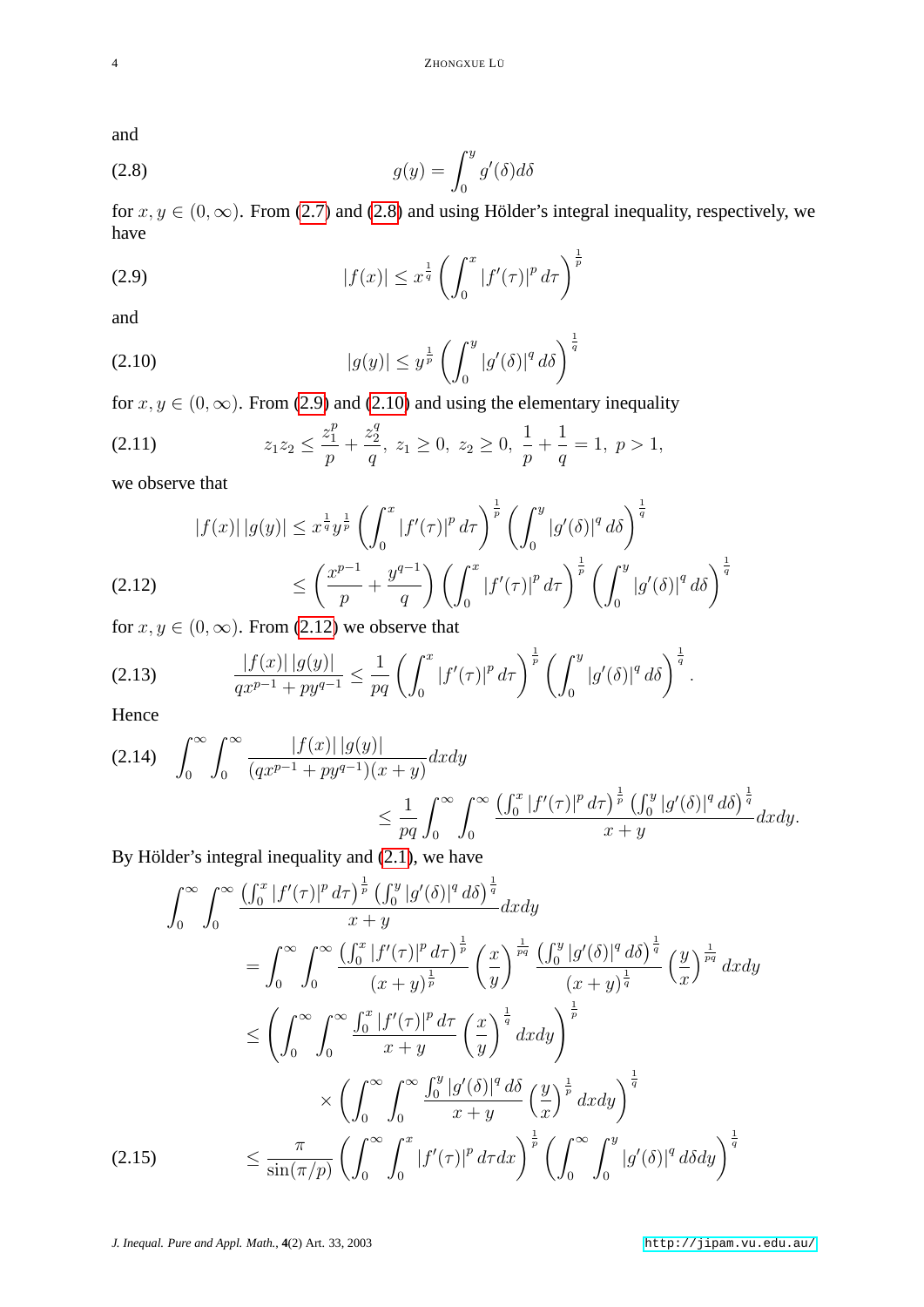and

$$g(y) = \int_0^y g'(\delta) d\delta \tag{2.8}$$

for $x, y \in (0, \infty)$. From (2.7) and (2.8) and using Hölder's integral inequality, respectively, we have

$$|f(x)| \le x^{\frac{1}{q}} \left( \int_0^x |f'(\tau)|^p \, d\tau \right)^{\frac{1}{p}} \tag{2.9}$$

and

$$|g(y)| \le y^{\frac{1}{p}} \left( \int_0^y |g'(\delta)|^q \, d\delta \right)^{\frac{1}{q}} \tag{2.10}$$

for $x, y \in (0, \infty)$. From (2.9) and (2.10) and using the elementary inequality

$$z_1 z_2 \le \frac{z_1^p}{p} + \frac{z_2^q}{q}, \ z_1 \ge 0, \ z_2 \ge 0, \ \frac{1}{p} + \frac{1}{q} = 1, \ p > 1, \tag{2.11}$$

we observe that

$$\begin{aligned} |f(x)| \, |g(y)| &\le x^{\frac{1}{q}} y^{\frac{1}{p}} \left( \int_0^x |f'(\tau)|^p \, d\tau \right)^{\frac{1}{p}} \left( \int_0^y |g'(\delta)|^q \, d\delta \right)^{\frac{1}{q}} \\ &\le \left( \frac{x^{p-1}}{p} + \frac{y^{q-1}}{q} \right) \left( \int_0^x |f'(\tau)|^p \, d\tau \right)^{\frac{1}{p}} \left( \int_0^y |g'(\delta)|^q \, d\delta \right)^{\frac{1}{q}} \end{aligned} \tag{2.12}$$

for $x, y \in (0, \infty)$. From (2.12) we observe that

$$\frac{|f(x)| \, |g(y)|}{qx^{p-1} + py^{q-1}} \le \frac{1}{pq} \left( \int_0^x |f'(\tau)|^p \, d\tau \right)^{\frac{1}{p}} \left( \int_0^y |g'(\delta)|^q \, d\delta \right)^{\frac{1}{q}}. \tag{2.13}$$

Hence

$$\int_0^\infty \int_0^\infty \frac{|f(x)| \, |g(y)|}{(qx^{p-1} + py^{q-1})(x+y)} dx dy \le \frac{1}{pq} \int_0^\infty \int_0^\infty \frac{\left( \int_0^x |f'(\tau)|^p \, d\tau \right)^{\frac{1}{p}} \left( \int_0^y |g'(\delta)|^q \, d\delta \right)^{\frac{1}{q}}}{x+y} dx dy. \tag{2.14}$$

By Hölder's integral inequality and (2.1), we have

$$\begin{aligned} &\int_0^\infty \int_0^\infty \frac{\left( \int_0^x |f'(\tau)|^p \, d\tau \right)^{\frac{1}{p}} \left( \int_0^y |g'(\delta)|^q \, d\delta \right)^{\frac{1}{q}}}{x+y} dx dy \\ &= \int_0^\infty \int_0^\infty \frac{\left( \int_0^x |f'(\tau)|^p \, d\tau \right)^{\frac{1}{p}}}{(x+y)^{\frac{1}{p}}} \left( \frac{x}{y} \right)^{\frac{1}{pq}} \frac{\left( \int_0^y |g'(\delta)|^q \, d\delta \right)^{\frac{1}{q}}}{(x+y)^{\frac{1}{q}}} \left( \frac{y}{x} \right)^{\frac{1}{pq}} dx dy \\ &\le \left( \int_0^\infty \int_0^\infty \frac{\int_0^x |f'(\tau)|^p \, d\tau}{x+y} \left( \frac{x}{y} \right)^{\frac{1}{q}} dx dy \right)^{\frac{1}{p}} \\ &\qquad \times \left( \int_0^\infty \int_0^\infty \frac{\int_0^y |g'(\delta)|^q \, d\delta}{x+y} \left( \frac{y}{x} \right)^{\frac{1}{p}} dx dy \right)^{\frac{1}{q}} \\ &\le \frac{\pi}{\sin(\pi/p)} \left( \int_0^\infty \int_0^x |f'(\tau)|^p \, d\tau dx \right)^{\frac{1}{p}} \left( \int_0^\infty \int_0^y |g'(\delta)|^q \, d\delta dy \right)^{\frac{1}{q}} \end{aligned} \tag{2.15}$$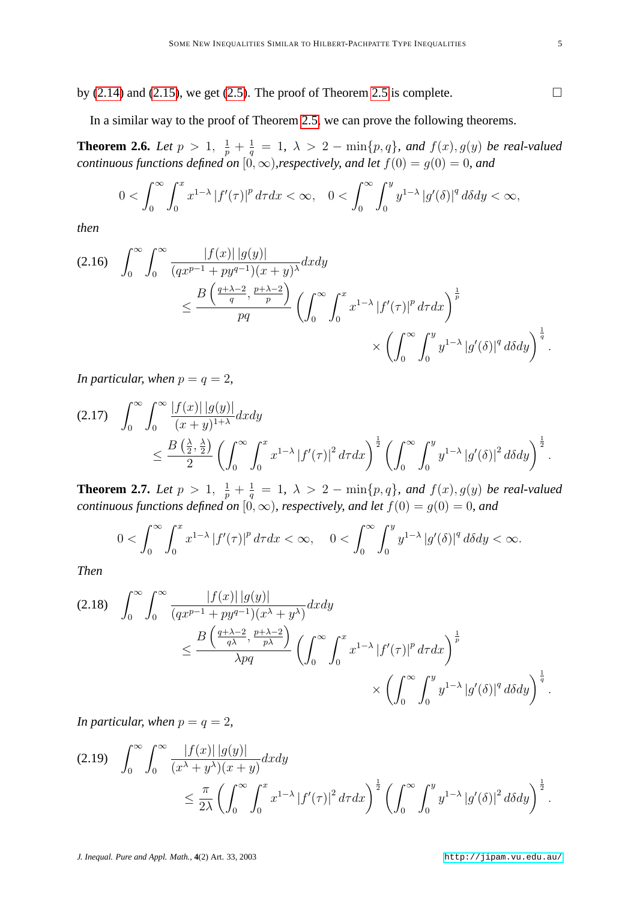by (2.14) and (2.15), we get (2.5). The proof of Theorem 2.5 is complete. □

In a similar way to the proof of Theorem 2.5, we can prove the following theorems.

**Theorem 2.6.** *Let $p > 1,\ \frac{1}{p} + \frac{1}{q} = 1,\ \lambda > 2 - \min\{p, q\}$, and $f(x), g(y)$ be real-valued continuous functions defined on $[0, \infty)$, respectively, and let $f(0) = g(0) = 0$, and*

$$0 < \int_0^\infty \int_0^x x^{1-\lambda} \left|f'(\tau)\right|^p d\tau dx < \infty, \quad 0 < \int_0^\infty \int_0^y y^{1-\lambda} \left|g'(\delta)\right|^q d\delta dy < \infty,$$

*then*

$$\begin{aligned} \int_0^\infty \int_0^\infty & \frac{|f(x)|\,|g(y)|}{(qx^{p-1} + py^{q-1})(x+y)^\lambda} dx dy \\ & \leq \frac{B\left(\frac{q+\lambda-2}{q}, \frac{p+\lambda-2}{p}\right)}{pq} \left( \int_0^\infty \int_0^x x^{1-\lambda} \left|f'(\tau)\right|^p d\tau dx \right)^{\frac{1}{p}} \\ & \qquad \times \left( \int_0^\infty \int_0^y y^{1-\lambda} \left|g'(\delta)\right|^q d\delta dy \right)^{\frac{1}{q}}. \end{aligned} \tag{2.16}$$

*In particular, when $p = q = 2$,*

$$\begin{aligned} \int_0^\infty \int_0^\infty & \frac{|f(x)|\,|g(y)|}{(x+y)^{1+\lambda}} dx dy \\ & \leq \frac{B\left(\frac{\lambda}{2}, \frac{\lambda}{2}\right)}{2} \left( \int_0^\infty \int_0^x x^{1-\lambda} \left|f'(\tau)\right|^2 d\tau dx \right)^{\frac{1}{2}} \left( \int_0^\infty \int_0^y y^{1-\lambda} \left|g'(\delta)\right|^2 d\delta dy \right)^{\frac{1}{2}}. \end{aligned} \tag{2.17}$$

**Theorem 2.7.** *Let $p > 1,\ \frac{1}{p} + \frac{1}{q} = 1,\ \lambda > 2 - \min\{p, q\}$, and $f(x), g(y)$ be real-valued continuous functions defined on $[0, \infty)$, respectively, and let $f(0) = g(0) = 0$, and*

$$0 < \int_0^\infty \int_0^x x^{1-\lambda} \left|f'(\tau)\right|^p d\tau dx < \infty, \quad 0 < \int_0^\infty \int_0^y y^{1-\lambda} \left|g'(\delta)\right|^q d\delta dy < \infty.$$

*Then*

$$\begin{aligned} \int_0^\infty \int_0^\infty & \frac{|f(x)|\,|g(y)|}{(qx^{p-1} + py^{q-1})(x^\lambda + y^\lambda)} dx dy \\ & \leq \frac{B\left(\frac{q+\lambda-2}{q\lambda}, \frac{p+\lambda-2}{p\lambda}\right)}{\lambda pq} \left( \int_0^\infty \int_0^x x^{1-\lambda} \left|f'(\tau)\right|^p d\tau dx \right)^{\frac{1}{p}} \\ & \qquad \times \left( \int_0^\infty \int_0^y y^{1-\lambda} \left|g'(\delta)\right|^q d\delta dy \right)^{\frac{1}{q}}. \end{aligned} \tag{2.18}$$

*In particular, when $p = q = 2$,*

$$\begin{aligned} \int_0^\infty \int_0^\infty & \frac{|f(x)|\,|g(y)|}{(x^\lambda + y^\lambda)(x+y)} dx dy \\ & \leq \frac{\pi}{2\lambda} \left( \int_0^\infty \int_0^x x^{1-\lambda} \left|f'(\tau)\right|^2 d\tau dx \right)^{\frac{1}{2}} \left( \int_0^\infty \int_0^y y^{1-\lambda} \left|g'(\delta)\right|^2 d\delta dy \right)^{\frac{1}{2}}. \end{aligned} \tag{2.19}$$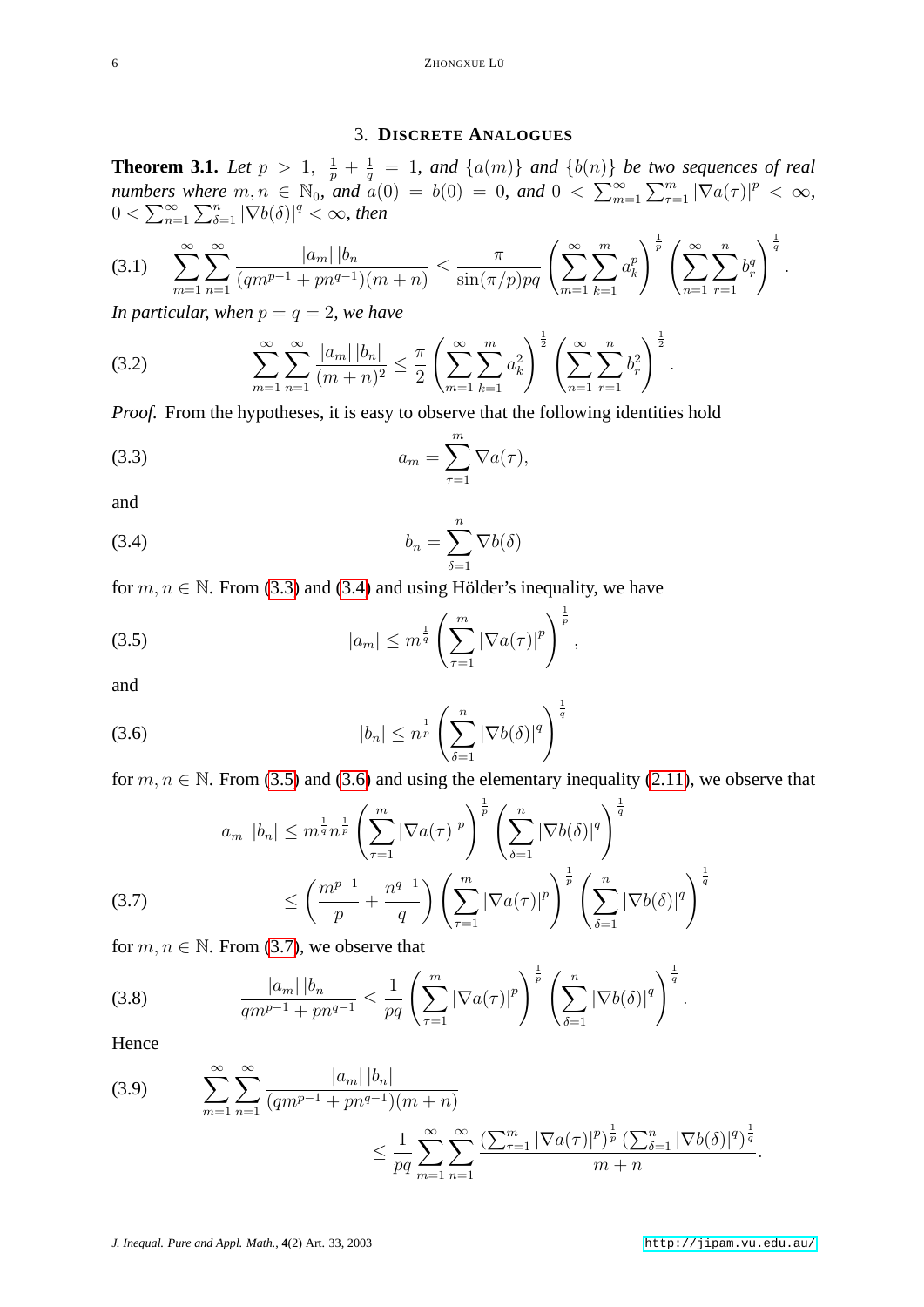## 3. Discrete Analogues

**Theorem 3.1.** *Let $p > 1$, $\frac{1}{p} + \frac{1}{q} = 1$, and $\{a(m)\}$ and $\{b(n)\}$ be two sequences of real numbers where $m, n \in \mathbb{N}_0$, and $a(0) = b(0) = 0$, and $0 < \sum_{m=1}^{\infty} \sum_{\tau=1}^{m} |\nabla a(\tau)|^p < \infty$, $0 < \sum_{n=1}^{\infty} \sum_{\delta=1}^{n} |\nabla b(\delta)|^q < \infty$, then*

$$\sum_{m=1}^{\infty} \sum_{n=1}^{\infty} \frac{|a_m|\,|b_n|}{(qm^{p-1} + pn^{q-1})(m+n)} \leq \frac{\pi}{\sin(\pi/p)pq} \left( \sum_{m=1}^{\infty} \sum_{k=1}^{m} a_k^p \right)^{\frac{1}{p}} \left( \sum_{n=1}^{\infty} \sum_{r=1}^{n} b_r^q \right)^{\frac{1}{q}}. \tag{3.1}$$

*In particular, when $p = q = 2$, we have*

$$\sum_{m=1}^{\infty} \sum_{n=1}^{\infty} \frac{|a_m|\,|b_n|}{(m+n)^2} \leq \frac{\pi}{2} \left( \sum_{m=1}^{\infty} \sum_{k=1}^{m} a_k^2 \right)^{\frac{1}{2}} \left( \sum_{n=1}^{\infty} \sum_{r=1}^{n} b_r^2 \right)^{\frac{1}{2}}. \tag{3.2}$$

*Proof.* From the hypotheses, it is easy to observe that the following identities hold

$$a_m = \sum_{\tau=1}^{m} \nabla a(\tau), \tag{3.3}$$

and

$$b_n = \sum_{\delta=1}^{n} \nabla b(\delta) \tag{3.4}$$

for $m, n \in \mathbb{N}$. From (3.3) and (3.4) and using Hölder's inequality, we have

$$|a_m| \leq m^{\frac{1}{q}} \left( \sum_{\tau=1}^{m} |\nabla a(\tau)|^p \right)^{\frac{1}{p}}, \tag{3.5}$$

and

$$|b_n| \leq n^{\frac{1}{p}} \left( \sum_{\delta=1}^{n} |\nabla b(\delta)|^q \right)^{\frac{1}{q}} \tag{3.6}$$

for $m, n \in \mathbb{N}$. From (3.5) and (3.6) and using the elementary inequality (2.11), we observe that

$$\begin{aligned} |a_m|\,|b_n| &\leq m^{\frac{1}{q}} n^{\frac{1}{p}} \left( \sum_{\tau=1}^{m} |\nabla a(\tau)|^p \right)^{\frac{1}{p}} \left( \sum_{\delta=1}^{n} |\nabla b(\delta)|^q \right)^{\frac{1}{q}} \\ &\leq \left( \frac{m^{p-1}}{p} + \frac{n^{q-1}}{q} \right) \left( \sum_{\tau=1}^{m} |\nabla a(\tau)|^p \right)^{\frac{1}{p}} \left( \sum_{\delta=1}^{n} |\nabla b(\delta)|^q \right)^{\frac{1}{q}} \end{aligned} \tag{3.7}$$

for $m, n \in \mathbb{N}$. From (3.7), we observe that

$$\frac{|a_m|\,|b_n|}{qm^{p-1} + pn^{q-1}} \leq \frac{1}{pq} \left( \sum_{\tau=1}^{m} |\nabla a(\tau)|^p \right)^{\frac{1}{p}} \left( \sum_{\delta=1}^{n} |\nabla b(\delta)|^q \right)^{\frac{1}{q}}. \tag{3.8}$$

Hence

$$\begin{aligned} &\sum_{m=1}^{\infty} \sum_{n=1}^{\infty} \frac{|a_m|\,|b_n|}{(qm^{p-1} + pn^{q-1})(m+n)} \\ &\qquad \leq \frac{1}{pq} \sum_{m=1}^{\infty} \sum_{n=1}^{\infty} \frac{\left(\sum_{\tau=1}^{m} |\nabla a(\tau)|^p\right)^{\frac{1}{p}} \left(\sum_{\delta=1}^{n} |\nabla b(\delta)|^q\right)^{\frac{1}{q}}}{m+n}. \end{aligned} \tag{3.9}$$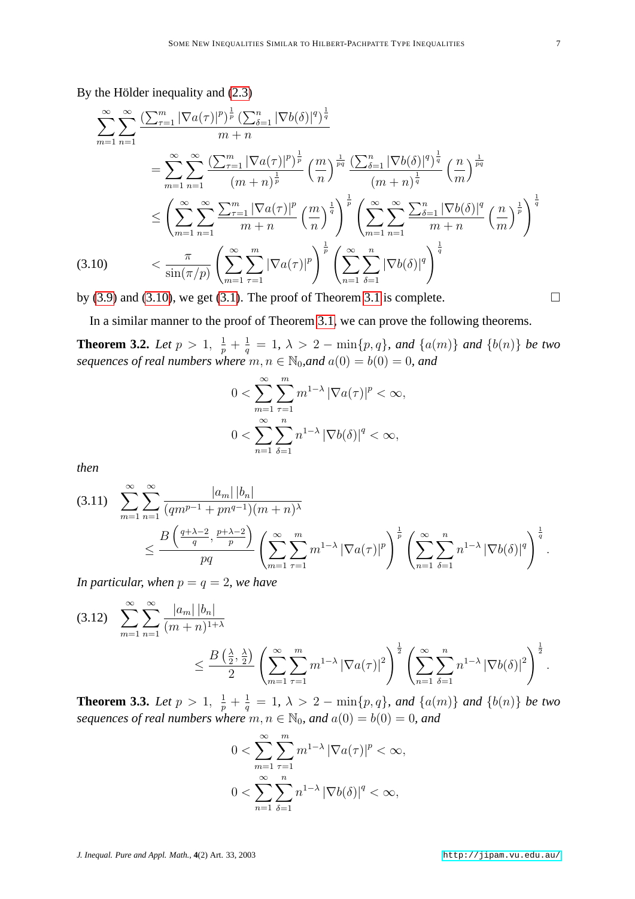By the Hölder inequality and (2.3)

$$
\begin{aligned}
\sum_{m=1}^{\infty}\sum_{n=1}^{\infty} & \frac{\left(\sum_{\tau=1}^{m}|\nabla a(\tau)|^p\right)^{\frac{1}{p}}\left(\sum_{\delta=1}^{n}|\nabla b(\delta)|^q\right)^{\frac{1}{q}}}{m+n} \\
&= \sum_{m=1}^{\infty}\sum_{n=1}^{\infty}\frac{\left(\sum_{\tau=1}^{m}|\nabla a(\tau)|^p\right)^{\frac{1}{p}}}{(m+n)^{\frac{1}{p}}}\left(\frac{m}{n}\right)^{\frac{1}{pq}}\frac{\left(\sum_{\delta=1}^{n}|\nabla b(\delta)|^q\right)^{\frac{1}{q}}}{(m+n)^{\frac{1}{q}}}\left(\frac{n}{m}\right)^{\frac{1}{pq}} \\
&\leq \left(\sum_{m=1}^{\infty}\sum_{n=1}^{\infty}\frac{\sum_{\tau=1}^{m}|\nabla a(\tau)|^p}{m+n}\left(\frac{m}{n}\right)^{\frac{1}{q}}\right)^{\frac{1}{p}}\left(\sum_{m=1}^{\infty}\sum_{n=1}^{\infty}\frac{\sum_{\delta=1}^{n}|\nabla b(\delta)|^q}{m+n}\left(\frac{n}{m}\right)^{\frac{1}{p}}\right)^{\frac{1}{q}} \\
&< \frac{\pi}{\sin(\pi/p)}\left(\sum_{m=1}^{\infty}\sum_{\tau=1}^{m}|\nabla a(\tau)|^p\right)^{\frac{1}{p}}\left(\sum_{n=1}^{\infty}\sum_{\delta=1}^{n}|\nabla b(\delta)|^q\right)^{\frac{1}{q}} \qquad (3.10)
\end{aligned}
$$

by (3.9) and (3.10), we get (3.1). The proof of Theorem 3.1 is complete. □

In a similar manner to the proof of Theorem 3.1, we can prove the following theorems.

**Theorem 3.2.** *Let $p > 1$, $\frac{1}{p} + \frac{1}{q} = 1$, $\lambda > 2 - \min\{p, q\}$, and $\{a(m)\}$ and $\{b(n)\}$ be two sequences of real numbers where $m, n \in \mathbb{N}_0$, and $a(0) = b(0) = 0$, and*

$$
0 < \sum_{m=1}^{\infty}\sum_{\tau=1}^{m} m^{1-\lambda}|\nabla a(\tau)|^p < \infty,
$$

$$
0 < \sum_{n=1}^{\infty}\sum_{\delta=1}^{n} n^{1-\lambda}|\nabla b(\delta)|^q < \infty,
$$

*then*

$$
\begin{aligned}
\sum_{m=1}^{\infty}\sum_{n=1}^{\infty} & \frac{|a_m|\,|b_n|}{(qm^{p-1}+pn^{q-1})(m+n)^{\lambda}} \qquad (3.11) \\
&\leq \frac{B\left(\frac{q+\lambda-2}{q}, \frac{p+\lambda-2}{p}\right)}{pq}\left(\sum_{m=1}^{\infty}\sum_{\tau=1}^{m} m^{1-\lambda}|\nabla a(\tau)|^p\right)^{\frac{1}{p}}\left(\sum_{n=1}^{\infty}\sum_{\delta=1}^{n} n^{1-\lambda}|\nabla b(\delta)|^q\right)^{\frac{1}{q}}.
\end{aligned}
$$

*In particular, when $p = q = 2$, we have*

$$
\begin{aligned}
\sum_{m=1}^{\infty}\sum_{n=1}^{\infty} & \frac{|a_m|\,|b_n|}{(m+n)^{1+\lambda}} \qquad (3.12) \\
&\leq \frac{B\left(\frac{\lambda}{2}, \frac{\lambda}{2}\right)}{2}\left(\sum_{m=1}^{\infty}\sum_{\tau=1}^{m} m^{1-\lambda}|\nabla a(\tau)|^2\right)^{\frac{1}{2}}\left(\sum_{n=1}^{\infty}\sum_{\delta=1}^{n} n^{1-\lambda}|\nabla b(\delta)|^2\right)^{\frac{1}{2}}.
\end{aligned}
$$

**Theorem 3.3.** *Let $p > 1$, $\frac{1}{p} + \frac{1}{q} = 1$, $\lambda > 2 - \min\{p, q\}$, and $\{a(m)\}$ and $\{b(n)\}$ be two sequences of real numbers where $m, n \in \mathbb{N}_0$, and $a(0) = b(0) = 0$, and*

$$
0 < \sum_{m=1}^{\infty}\sum_{\tau=1}^{m} m^{1-\lambda}|\nabla a(\tau)|^p < \infty,
$$

$$
0 < \sum_{n=1}^{\infty}\sum_{\delta=1}^{n} n^{1-\lambda}|\nabla b(\delta)|^q < \infty,
$$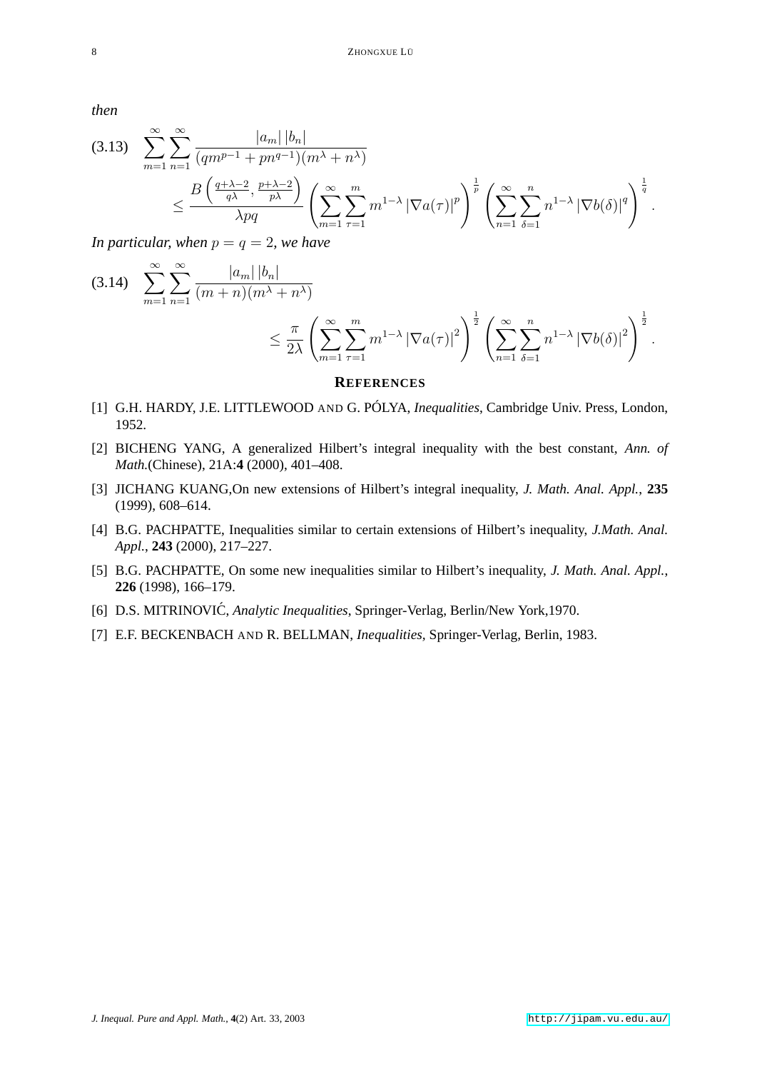*then*

$$
(3.13) \quad \sum_{m=1}^{\infty}\sum_{n=1}^{\infty}\frac{|a_m|\,|b_n|}{(qm^{p-1}+pn^{q-1})(m^{\lambda}+n^{\lambda})} \leq \frac{B\left(\frac{q+\lambda-2}{q\lambda},\frac{p+\lambda-2}{p\lambda}\right)}{\lambda pq}\left(\sum_{m=1}^{\infty}\sum_{\tau=1}^{m}m^{1-\lambda}\left|\nabla a(\tau)\right|^{p}\right)^{\frac{1}{p}}\left(\sum_{n=1}^{\infty}\sum_{\delta=1}^{n}n^{1-\lambda}\left|\nabla b(\delta)\right|^{q}\right)^{\frac{1}{q}}.
$$

*In particular, when $p = q = 2$, we have*

$$
(3.14) \quad \sum_{m=1}^{\infty}\sum_{n=1}^{\infty}\frac{|a_m|\,|b_n|}{(m+n)(m^{\lambda}+n^{\lambda})} \leq \frac{\pi}{2\lambda}\left(\sum_{m=1}^{\infty}\sum_{\tau=1}^{m}m^{1-\lambda}\left|\nabla a(\tau)\right|^{2}\right)^{\frac{1}{2}}\left(\sum_{n=1}^{\infty}\sum_{\delta=1}^{n}n^{1-\lambda}\left|\nabla b(\delta)\right|^{2}\right)^{\frac{1}{2}}.
$$

## REFERENCES

[1] G.H. HARDY, J.E. LITTLEWOOD AND G. PÓLYA, *Inequalities*, Cambridge Univ. Press, London, 1952.

[2] BICHENG YANG, A generalized Hilbert's integral inequality with the best constant, *Ann. of Math.*(Chinese), 21A:**4** (2000), 401–408.

[3] JICHANG KUANG,On new extensions of Hilbert's integral inequality, *J. Math. Anal. Appl.*, **235** (1999), 608–614.

[4] B.G. PACHPATTE, Inequalities similar to certain extensions of Hilbert's inequality, *J.Math. Anal. Appl.*, **243** (2000), 217–227.

[5] B.G. PACHPATTE, On some new inequalities similar to Hilbert's inequality, *J. Math. Anal. Appl.*, **226** (1998), 166–179.

[6] D.S. MITRINOVIĆ, *Analytic Inequalities*, Springer-Verlag, Berlin/New York,1970.

[7] E.F. BECKENBACH AND R. BELLMAN, *Inequalities*, Springer-Verlag, Berlin, 1983.